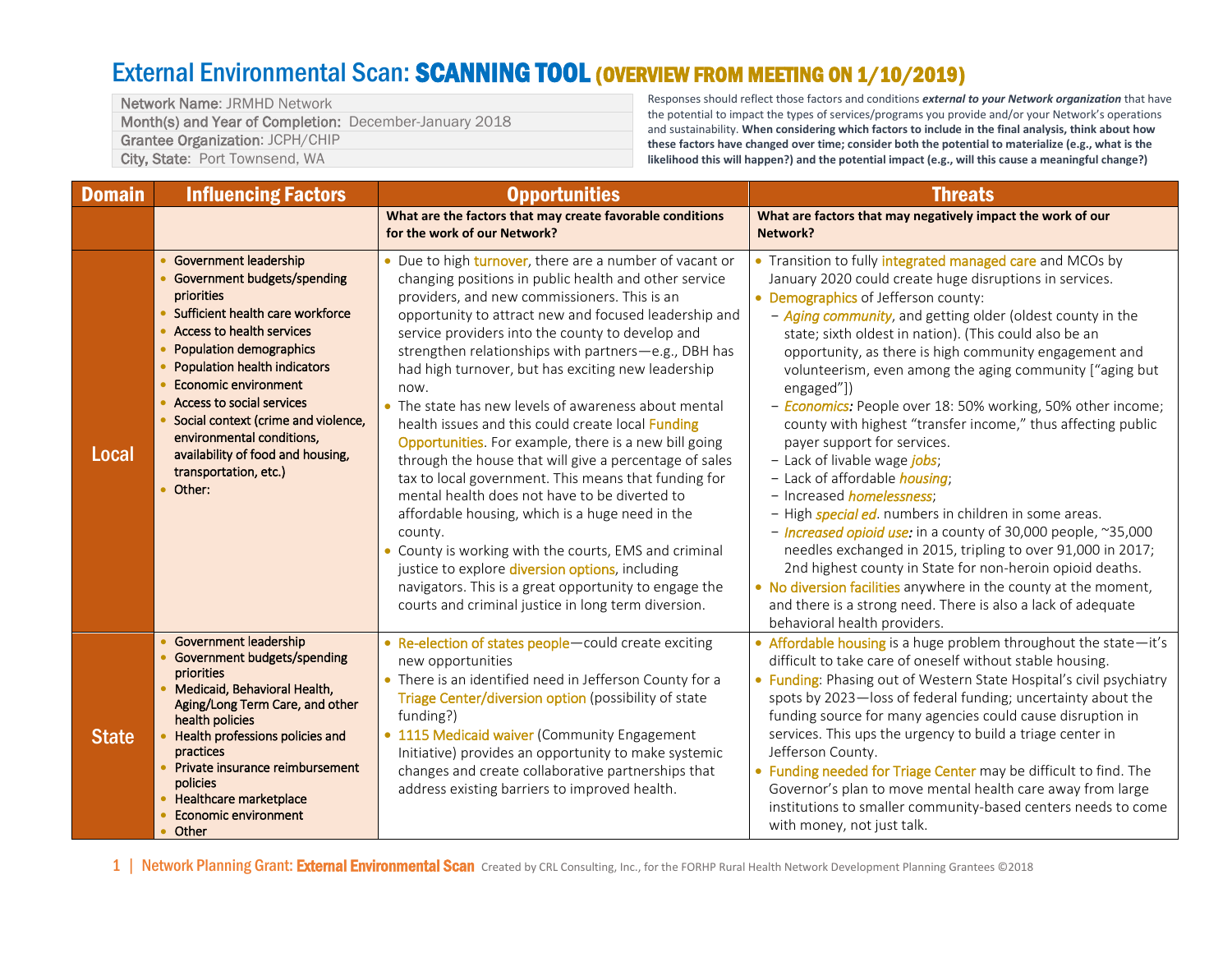# External Environmental Scan: SCANNING TOOL (OVERVIEW FROM MEETING ON 1/10/2019)

| | |
|---|---|
| Network Name: JRMHD Network | |
| Month(s) and Year of Completion: December-January 2018 | |
| Grantee Organization: JCPH/CHIP | |
| City, State: Port Townsend, WA | |

Responses should reflect those factors and conditions ***external to your Network organization*** that have the potential to impact the types of services/programs you provide and/or your Network's operations and sustainability. **When considering which factors to include in the final analysis, think about how these factors have changed over time; consider both the potential to materialize (e.g., what is the likelihood this will happen?) and the potential impact (e.g., will this cause a meaningful change?)**

| Domain | Influencing Factors | Opportunities | Threats |
|---|---|---|---|
| | | **What are the factors that may create favorable conditions for the work of our Network?** | **What are factors that may negatively impact the work of our Network?** |
| **Local** | • Government leadership<br>• Government budgets/spending priorities<br>• Sufficient health care workforce<br>• Access to health services<br>• Population demographics<br>• Population health indicators<br>• Economic environment<br>• Access to social services<br>• Social context (crime and violence, environmental conditions, availability of food and housing, transportation, etc.)<br>• Other: | • Due to high turnover, there are a number of vacant or changing positions in public health and other service providers, and new commissioners. This is an opportunity to attract new and focused leadership and service providers into the county to develop and strengthen relationships with partners—e.g., DBH has had high turnover, but has exciting new leadership now.<br>• The state has new levels of awareness about mental health issues and this could create local Funding Opportunities. For example, there is a new bill going through the house that will give a percentage of sales tax to local government. This means that funding for mental health does not have to be diverted to affordable housing, which is a huge need in the county.<br>• County is working with the courts, EMS and criminal justice to explore diversion options, including navigators. This is a great opportunity to engage the courts and criminal justice in long term diversion. | • Transition to fully integrated managed care and MCOs by January 2020 could create huge disruptions in services.<br>• Demographics of Jefferson county:<br>− *Aging community*, and getting older (oldest county in the state; sixth oldest in nation). (This could also be an opportunity, as there is high community engagement and volunteerism, even among the aging community ["aging but engaged"])<br>− ***Economics:*** People over 18: 50% working, 50% other income; county with highest "transfer income," thus affecting public payer support for services.<br>− Lack of livable wage *jobs*;<br>− Lack of affordable *housing*;<br>− Increased *homelessness*;<br>− High *special ed*. numbers in children in some areas.<br>− ***Increased opioid use:*** in a county of 30,000 people, ~35,000 needles exchanged in 2015, tripling to over 91,000 in 2017; 2nd highest county in State for non-heroin opioid deaths.<br>• No diversion facilities anywhere in the county at the moment, and there is a strong need. There is also a lack of adequate behavioral health providers. |
| **State** | • Government leadership<br>• Government budgets/spending priorities<br>• Medicaid, Behavioral Health, Aging/Long Term Care, and other health policies<br>• Health professions policies and practices<br>• Private insurance reimbursement policies<br>• Healthcare marketplace<br>• Economic environment<br>• Other | • Re-election of states people—could create exciting new opportunities<br>• There is an identified need in Jefferson County for a Triage Center/diversion option (possibility of state funding?)<br>• 1115 Medicaid waiver (Community Engagement Initiative) provides an opportunity to make systemic changes and create collaborative partnerships that address existing barriers to improved health. | • Affordable housing is a huge problem throughout the state—it's difficult to take care of oneself without stable housing.<br>• Funding: Phasing out of Western State Hospital's civil psychiatry spots by 2023—loss of federal funding; uncertainty about the funding source for many agencies could cause disruption in services. This ups the urgency to build a triage center in Jefferson County.<br>• Funding needed for Triage Center may be difficult to find. The Governor's plan to move mental health care away from large institutions to smaller community-based centers needs to come with money, not just talk. |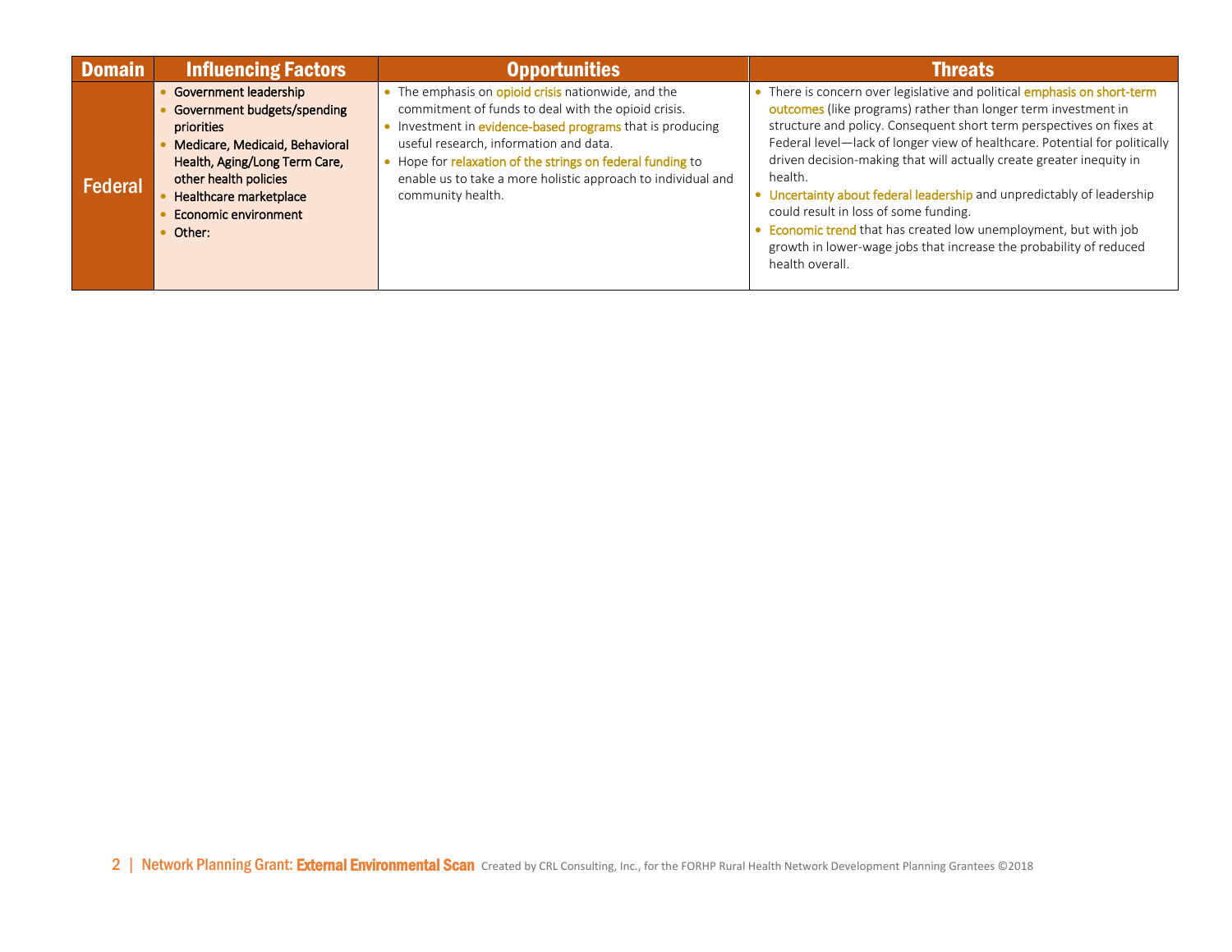| Domain | Influencing Factors | Opportunities | Threats |
| --- | --- | --- | --- |
| Federal | • Government leadership<br>• Government budgets/spending priorities<br>• Medicare, Medicaid, Behavioral Health, Aging/Long Term Care, other health policies<br>• Healthcare marketplace<br>• Economic environment<br>• Other: | • The emphasis on opioid crisis nationwide, and the commitment of funds to deal with the opioid crisis.<br>• Investment in evidence-based programs that is producing useful research, information and data.<br>• Hope for relaxation of the strings on federal funding to enable us to take a more holistic approach to individual and community health. | • There is concern over legislative and political emphasis on short-term outcomes (like programs) rather than longer term investment in structure and policy. Consequent short term perspectives on fixes at Federal level—lack of longer view of healthcare. Potential for politically driven decision-making that will actually create greater inequity in health.<br>• Uncertainty about federal leadership and unpredictably of leadership could result in loss of some funding.<br>• Economic trend that has created low unemployment, but with job growth in lower-wage jobs that increase the probability of reduced health overall. |